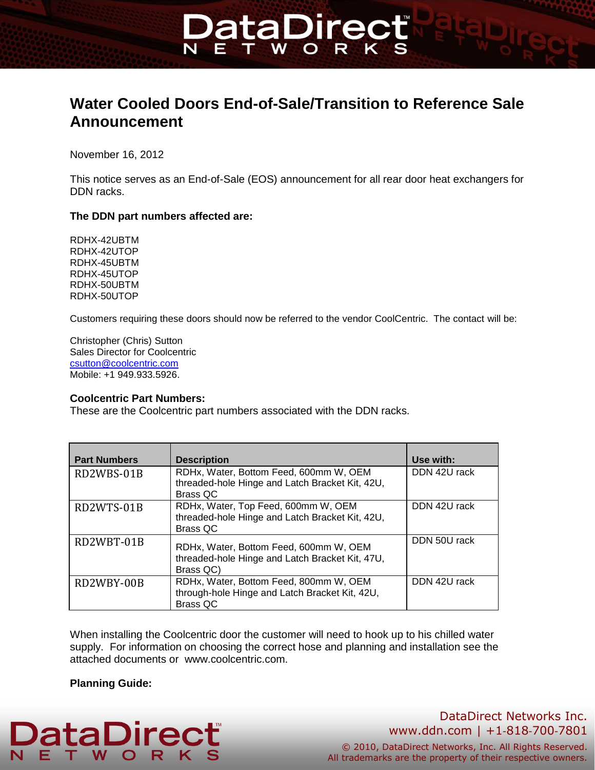# Water Cooled Doors End-of-Sale/Transition to Reference Sale Announcement

November 16, 2012

This notice serves as an End-of-Sale (EOS) announcement for all rear door heat exchangers for DDN racks.

**The DDN part numbers affected are:**

RDHX-42UBTM
RDHX-42UTOP
RDHX-45UBTM
RDHX-45UTOP
RDHX-50UBTM
RDHX-50UTOP

Customers requiring these doors should now be referred to the vendor CoolCentric. The contact will be:

Christopher (Chris) Sutton
Sales Director for Coolcentric
csutton@coolcentric.com
Mobile: +1 949.933.5926.

**Coolcentric Part Numbers:**
These are the Coolcentric part numbers associated with the DDN racks.

| Part Numbers | Description | Use with: |
| --- | --- | --- |
| RD2WBS-01B | RDHx, Water, Bottom Feed, 600mm W, OEM threaded-hole Hinge and Latch Bracket Kit, 42U, Brass QC | DDN 42U rack |
| RD2WTS-01B | RDHx, Water, Top Feed, 600mm W, OEM threaded-hole Hinge and Latch Bracket Kit, 42U, Brass QC | DDN 42U rack |
| RD2WBT-01B | RDHx, Water, Bottom Feed, 600mm W, OEM threaded-hole Hinge and Latch Bracket Kit, 47U, Brass QC) | DDN 50U rack |
| RD2WBY-00B | RDHx, Water, Bottom Feed, 800mm W, OEM through-hole Hinge and Latch Bracket Kit, 42U, Brass QC | DDN 42U rack |

When installing the Coolcentric door the customer will need to hook up to his chilled water supply. For information on choosing the correct hose and planning and installation see the attached documents or www.coolcentric.com.

**Planning Guide:**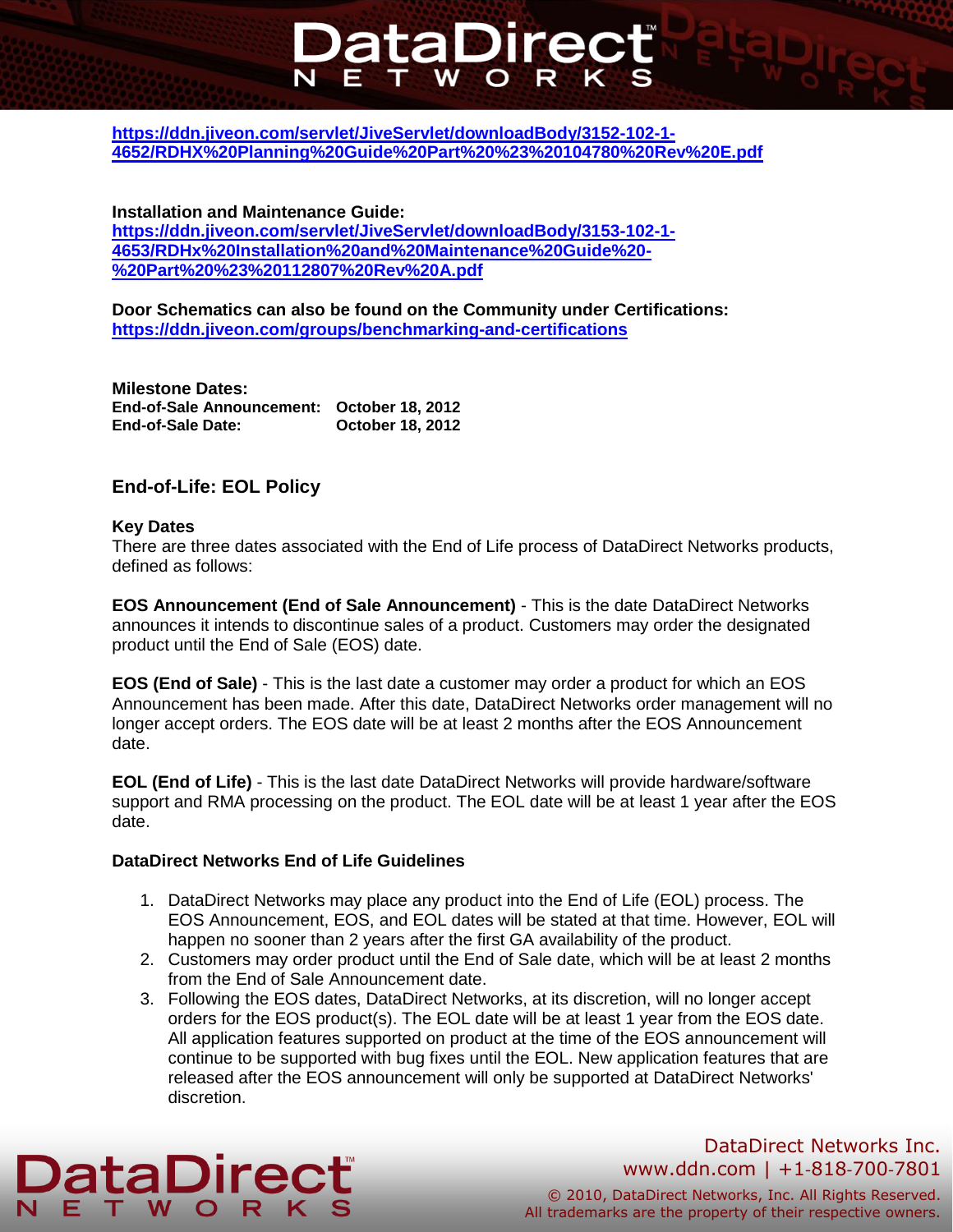https://ddn.jiveon.com/servlet/JiveServlet/downloadBody/3152-102-1-4652/RDHX%20Planning%20Guide%20Part%20%23%20104780%20Rev%20E.pdf

**Installation and Maintenance Guide:**
https://ddn.jiveon.com/servlet/JiveServlet/downloadBody/3153-102-1-4653/RDHx%20Installation%20and%20Maintenance%20Guide%20-%20Part%20%23%20112807%20Rev%20A.pdf

**Door Schematics can also be found on the Community under Certifications:**
https://ddn.jiveon.com/groups/benchmarking-and-certifications

**Milestone Dates:**

| | |
|---|---|
| **End-of-Sale Announcement:** | **October 18, 2012** |
| **End-of-Sale Date:** | **October 18, 2012** |

## End-of-Life: EOL Policy

### Key Dates

There are three dates associated with the End of Life process of DataDirect Networks products, defined as follows:

**EOS Announcement (End of Sale Announcement)** - This is the date DataDirect Networks announces it intends to discontinue sales of a product. Customers may order the designated product until the End of Sale (EOS) date.

**EOS (End of Sale)** - This is the last date a customer may order a product for which an EOS Announcement has been made. After this date, DataDirect Networks order management will no longer accept orders. The EOS date will be at least 2 months after the EOS Announcement date.

**EOL (End of Life)** - This is the last date DataDirect Networks will provide hardware/software support and RMA processing on the product. The EOL date will be at least 1 year after the EOS date.

### DataDirect Networks End of Life Guidelines

1. DataDirect Networks may place any product into the End of Life (EOL) process. The EOS Announcement, EOS, and EOL dates will be stated at that time. However, EOL will happen no sooner than 2 years after the first GA availability of the product.
2. Customers may order product until the End of Sale date, which will be at least 2 months from the End of Sale Announcement date.
3. Following the EOS dates, DataDirect Networks, at its discretion, will no longer accept orders for the EOS product(s). The EOL date will be at least 1 year from the EOS date. All application features supported on product at the time of the EOS announcement will continue to be supported with bug fixes until the EOL. New application features that are released after the EOS announcement will only be supported at DataDirect Networks' discretion.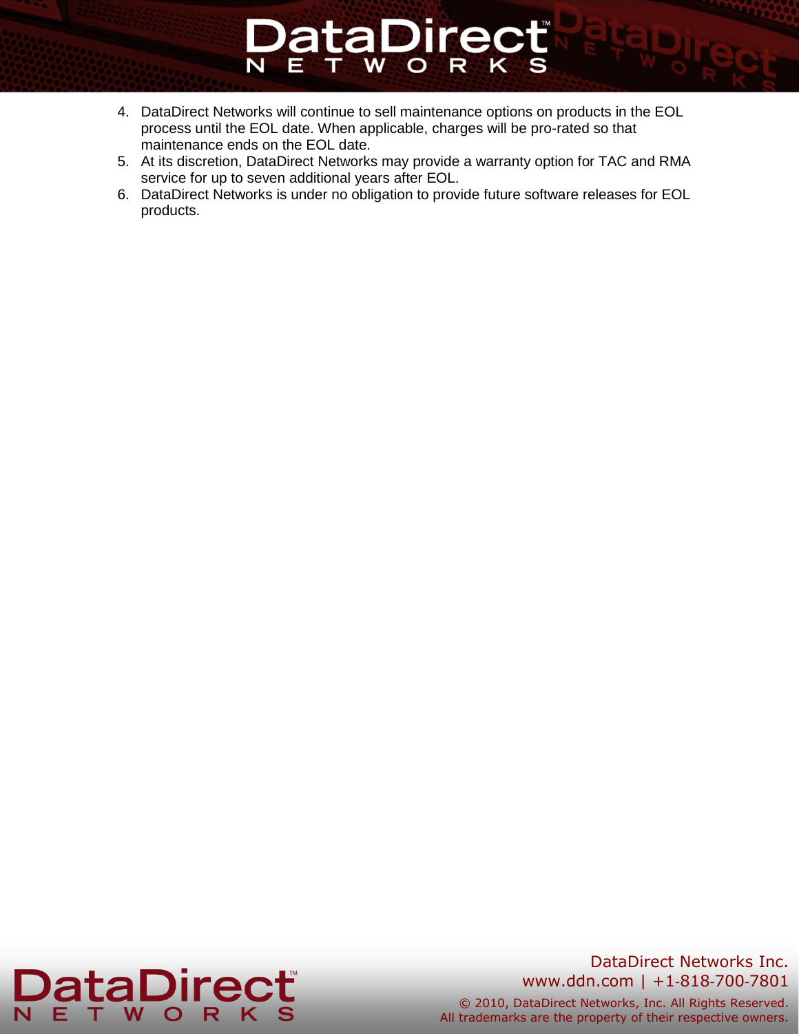4. DataDirect Networks will continue to sell maintenance options on products in the EOL process until the EOL date. When applicable, charges will be pro-rated so that maintenance ends on the EOL date.
5. At its discretion, DataDirect Networks may provide a warranty option for TAC and RMA service for up to seven additional years after EOL.
6. DataDirect Networks is under no obligation to provide future software releases for EOL products.